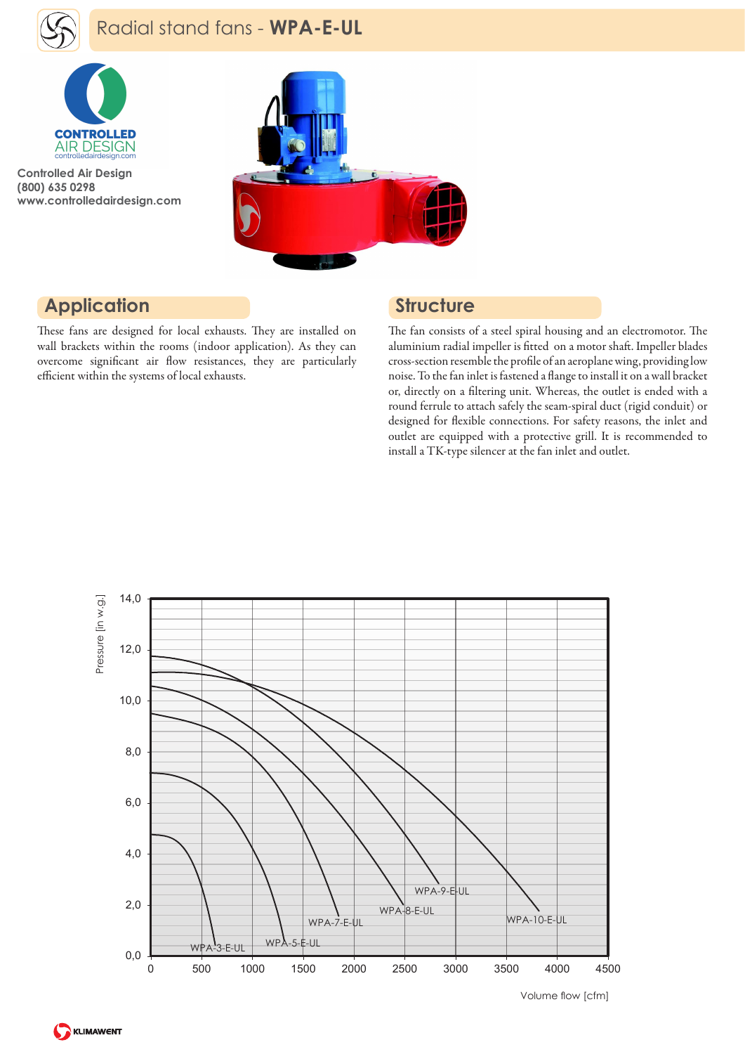# Radial stand fans - **WPA-E-UL**

CONTROLLED AIR DESIGN
controlledairdesign.com

**Controlled Air Design**
**(800) 635 0298**
**www.controlledairdesign.com**

## Application

These fans are designed for local exhausts. They are installed on wall brackets within the rooms (indoor application). As they can overcome significant air flow resistances, they are particularly efficient within the systems of local exhausts.

## Structure

The fan consists of a steel spiral housing and an electromotor. The aluminium radial impeller is fitted on a motor shaft. Impeller blades cross-section resemble the profile of an aeroplane wing, providing low noise. To the fan inlet is fastened a flange to install it on a wall bracket or, directly on a filtering unit. Whereas, the outlet is ended with a round ferrule to attach safely the seam-spiral duct (rigid conduit) or designed for flexible connections. For safety reasons, the inlet and outlet are equipped with a protective grill. It is recommended to install a TK-type silencer at the fan inlet and outlet.

Pressure [in w.g.]

Volume flow [cfm]

WPA-3-E-UL, WPA-5-E-UL, WPA-7-E-UL, WPA-8-E-UL, WPA-9-E-UL, WPA-10-E-UL

KLIMAWENT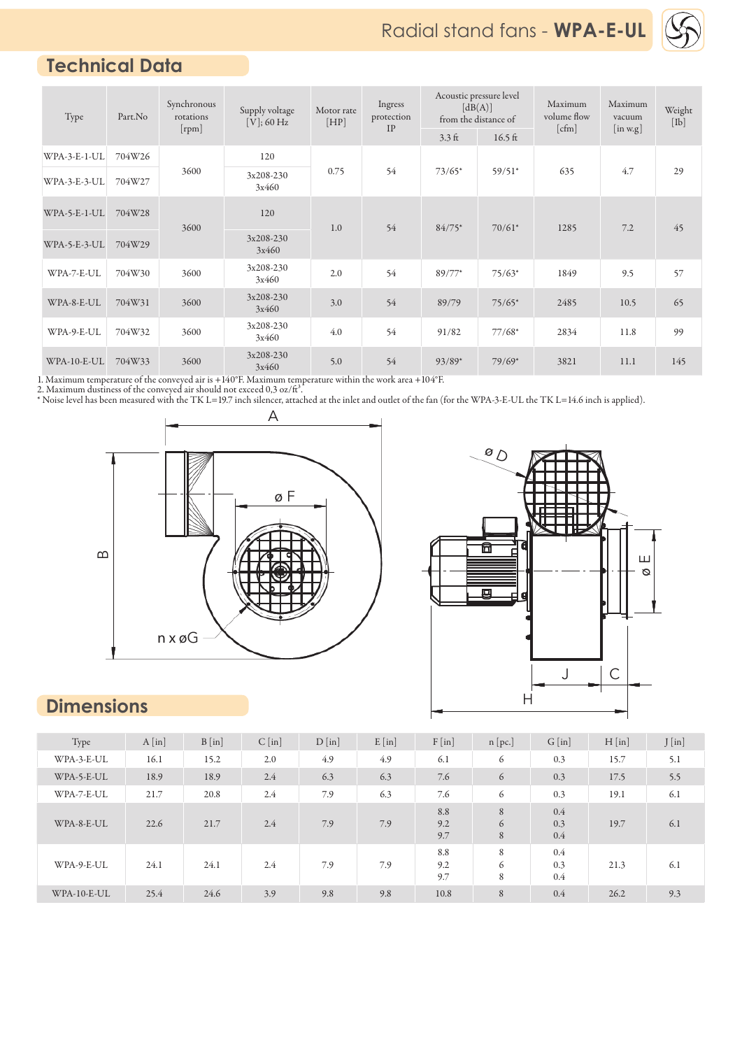# Radial stand fans - **WPA-E-UL**

## Technical Data

| Type | Part.No | Synchronous rotations [rpm] | Supply voltage [V]; 60 Hz | Motor rate [HP] | Ingress protection IP | Acoustic pressure level [dB(A)] from the distance of | | Maximum volume flow [cfm] | Maximum vacuum [in w.g] | Weight [lb] |
|---|---|---|---|---|---|---|---|---|---|---|
| | | | | | | 3.3 ft | 16.5 ft | | | |
| WPA-3-E-1-UL | 704W26 | 3600 | 120 | 0.75 | 54 | 73/65* | 59/51* | 635 | 4.7 | 29 |
| WPA-3-E-3-UL | 704W27 | | 3x208-230 3x460 | | | | | | | |
| WPA-5-E-1-UL | 704W28 | 3600 | 120 | 1.0 | 54 | 84/75* | 70/61* | 1285 | 7.2 | 45 |
| WPA-5-E-3-UL | 704W29 | | 3x208-230 3x460 | | | | | | | |
| WPA-7-E-UL | 704W30 | 3600 | 3x208-230 3x460 | 2.0 | 54 | 89/77* | 75/63* | 1849 | 9.5 | 57 |
| WPA-8-E-UL | 704W31 | 3600 | 3x208-230 3x460 | 3.0 | 54 | 89/79 | 75/65* | 2485 | 10.5 | 65 |
| WPA-9-E-UL | 704W32 | 3600 | 3x208-230 3x460 | 4.0 | 54 | 91/82 | 77/68* | 2834 | 11.8 | 99 |
| WPA-10-E-UL | 704W33 | 3600 | 3x208-230 3x460 | 5.0 | 54 | 93/89* | 79/69* | 3821 | 11.1 | 145 |

1. Maximum temperature of the conveyed air is +140°F. Maximum temperature within the work area +104°F.
2. Maximum dustiness of the conveyed air should not exceed 0,3 oz/ft³.
\* Noise level has been measured with the TK L=19.7 inch silencer, attached at the inlet and outlet of the fan (for the WPA-3-E-UL the TK L=14.6 inch is applied).

A
B
ø F
n x øG
ø D
ø E
J
C
H

## Dimensions

| Type | A [in] | B [in] | C [in] | D [in] | E [in] | F [in] | n [pc.] | G [in] | H [in] | J [in] |
|---|---|---|---|---|---|---|---|---|---|---|
| WPA-3-E-UL | 16.1 | 15.2 | 2.0 | 4.9 | 4.9 | 6.1 | 6 | 0.3 | 15.7 | 5.1 |
| WPA-5-E-UL | 18.9 | 18.9 | 2.4 | 6.3 | 6.3 | 7.6 | 6 | 0.3 | 17.5 | 5.5 |
| WPA-7-E-UL | 21.7 | 20.8 | 2.4 | 7.9 | 6.3 | 7.6 | 6 | 0.3 | 19.1 | 6.1 |
| WPA-8-E-UL | 22.6 | 21.7 | 2.4 | 7.9 | 7.9 | 8.8<br>9.2<br>9.7 | 8<br>6<br>8 | 0.4<br>0.3<br>0.4 | 19.7 | 6.1 |
| WPA-9-E-UL | 24.1 | 24.1 | 2.4 | 7.9 | 7.9 | 8.8<br>9.2<br>9.7 | 8<br>6<br>8 | 0.4<br>0.3<br>0.4 | 21.3 | 6.1 |
| WPA-10-E-UL | 25.4 | 24.6 | 3.9 | 9.8 | 9.8 | 10.8 | 8 | 0.4 | 26.2 | 9.3 |